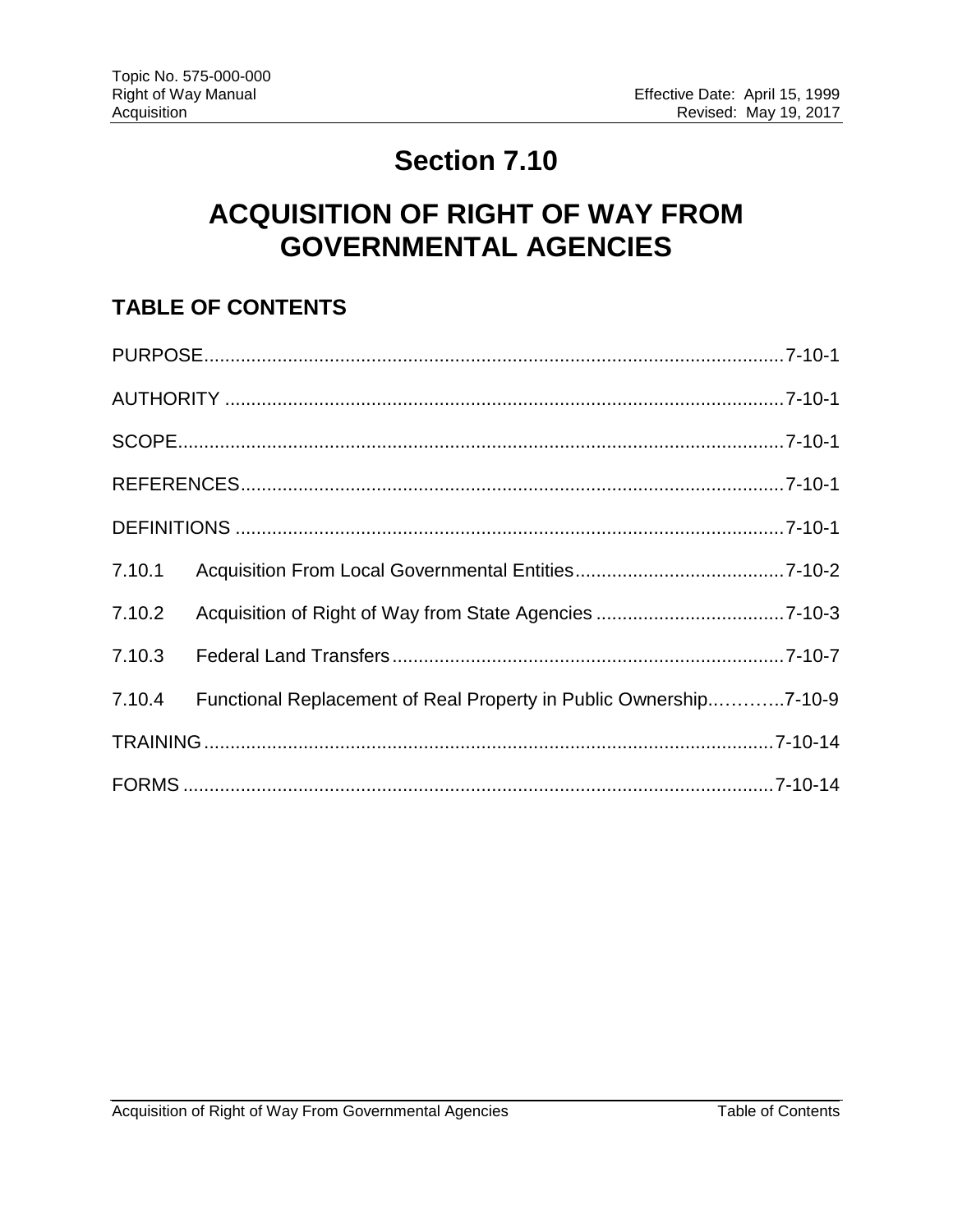# Section 7.10

# ACQUISITION OF RIGHT OF WAY FROM GOVERNMENTAL AGENCIES

## TABLE OF CONTENTS

PURPOSE....................................................................................................7-10-1

AUTHORITY ..............................................................................................7-10-1

SCOPE.......................................................................................................7-10-1

REFERENCES...........................................................................................7-10-1

DEFINITIONS ............................................................................................7-10-1

7.10.1 Acquisition From Local Governmental Entities........................................7-10-2

7.10.2 Acquisition of Right of Way from State Agencies ....................................7-10-3

7.10.3 Federal Land Transfers...........................................................................7-10-7

7.10.4 Functional Replacement of Real Property in Public Ownership..………..7-10-9

TRAINING..................................................................................................7-10-14

FORMS ......................................................................................................7-10-14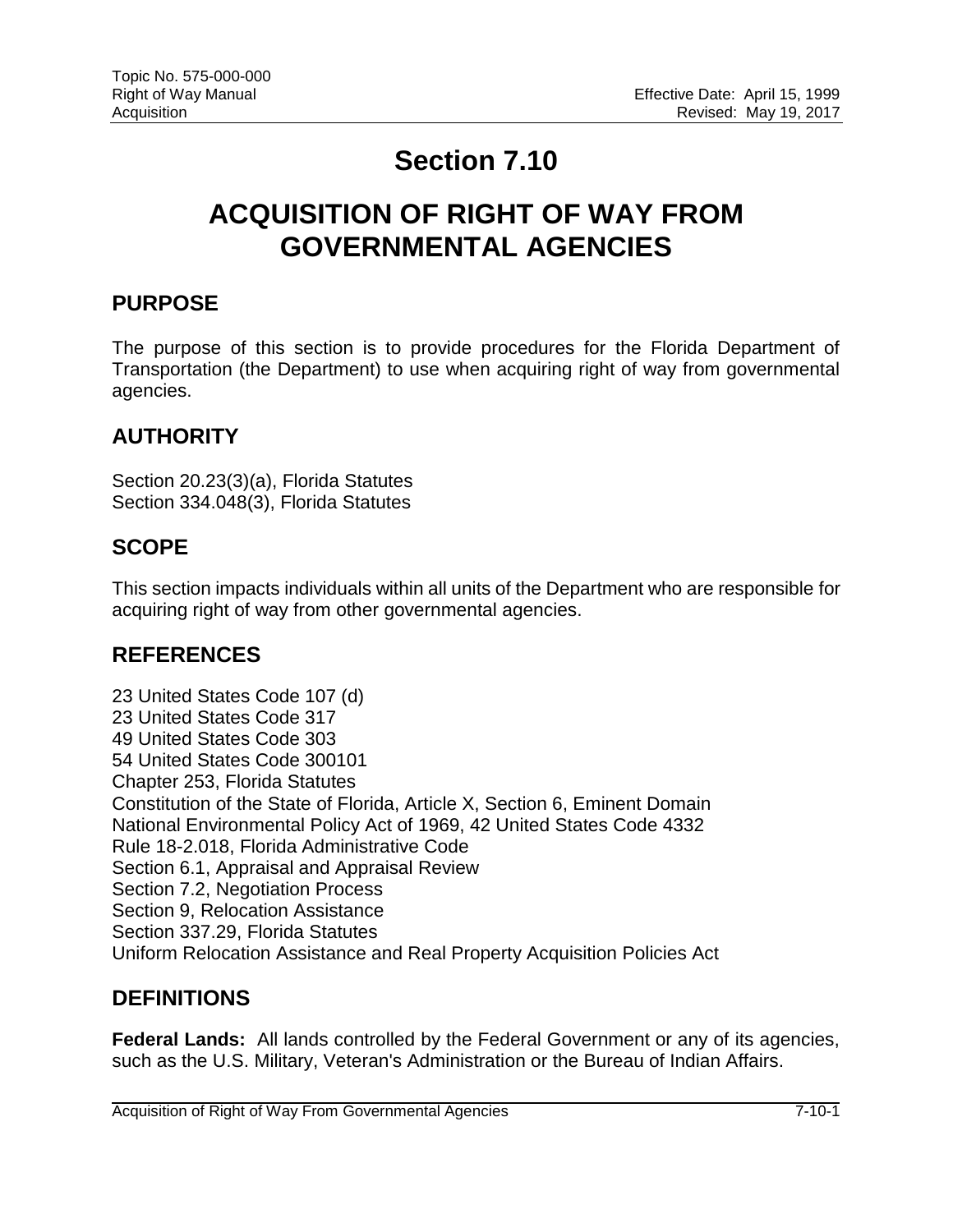# Section 7.10

# ACQUISITION OF RIGHT OF WAY FROM GOVERNMENTAL AGENCIES

## PURPOSE

The purpose of this section is to provide procedures for the Florida Department of Transportation (the Department) to use when acquiring right of way from governmental agencies.

## AUTHORITY

Section 20.23(3)(a), Florida Statutes
Section 334.048(3), Florida Statutes

## SCOPE

This section impacts individuals within all units of the Department who are responsible for acquiring right of way from other governmental agencies.

## REFERENCES

23 United States Code 107 (d)
23 United States Code 317
49 United States Code 303
54 United States Code 300101
Chapter 253, Florida Statutes
Constitution of the State of Florida, Article X, Section 6, Eminent Domain
National Environmental Policy Act of 1969, 42 United States Code 4332
Rule 18-2.018, Florida Administrative Code
Section 6.1, Appraisal and Appraisal Review
Section 7.2, Negotiation Process
Section 9, Relocation Assistance
Section 337.29, Florida Statutes
Uniform Relocation Assistance and Real Property Acquisition Policies Act

## DEFINITIONS

**Federal Lands:** All lands controlled by the Federal Government or any of its agencies, such as the U.S. Military, Veteran's Administration or the Bureau of Indian Affairs.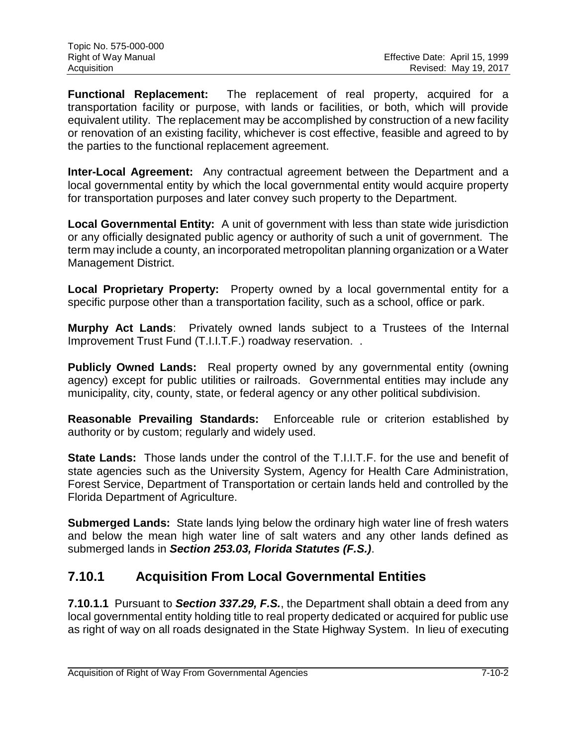**Functional Replacement:** The replacement of real property, acquired for a transportation facility or purpose, with lands or facilities, or both, which will provide equivalent utility. The replacement may be accomplished by construction of a new facility or renovation of an existing facility, whichever is cost effective, feasible and agreed to by the parties to the functional replacement agreement.

**Inter-Local Agreement:** Any contractual agreement between the Department and a local governmental entity by which the local governmental entity would acquire property for transportation purposes and later convey such property to the Department.

**Local Governmental Entity:** A unit of government with less than state wide jurisdiction or any officially designated public agency or authority of such a unit of government. The term may include a county, an incorporated metropolitan planning organization or a Water Management District.

**Local Proprietary Property:** Property owned by a local governmental entity for a specific purpose other than a transportation facility, such as a school, office or park.

**Murphy Act Lands**: Privately owned lands subject to a Trustees of the Internal Improvement Trust Fund (T.I.I.T.F.) roadway reservation. .

**Publicly Owned Lands:** Real property owned by any governmental entity (owning agency) except for public utilities or railroads. Governmental entities may include any municipality, city, county, state, or federal agency or any other political subdivision.

**Reasonable Prevailing Standards:** Enforceable rule or criterion established by authority or by custom; regularly and widely used.

**State Lands:** Those lands under the control of the T.I.I.T.F. for the use and benefit of state agencies such as the University System, Agency for Health Care Administration, Forest Service, Department of Transportation or certain lands held and controlled by the Florida Department of Agriculture.

**Submerged Lands:** State lands lying below the ordinary high water line of fresh waters and below the mean high water line of salt waters and any other lands defined as submerged lands in ***Section 253.03, Florida Statutes (F.S.)***.

## 7.10.1 Acquisition From Local Governmental Entities

**7.10.1.1** Pursuant to ***Section 337.29, F.S.***, the Department shall obtain a deed from any local governmental entity holding title to real property dedicated or acquired for public use as right of way on all roads designated in the State Highway System. In lieu of executing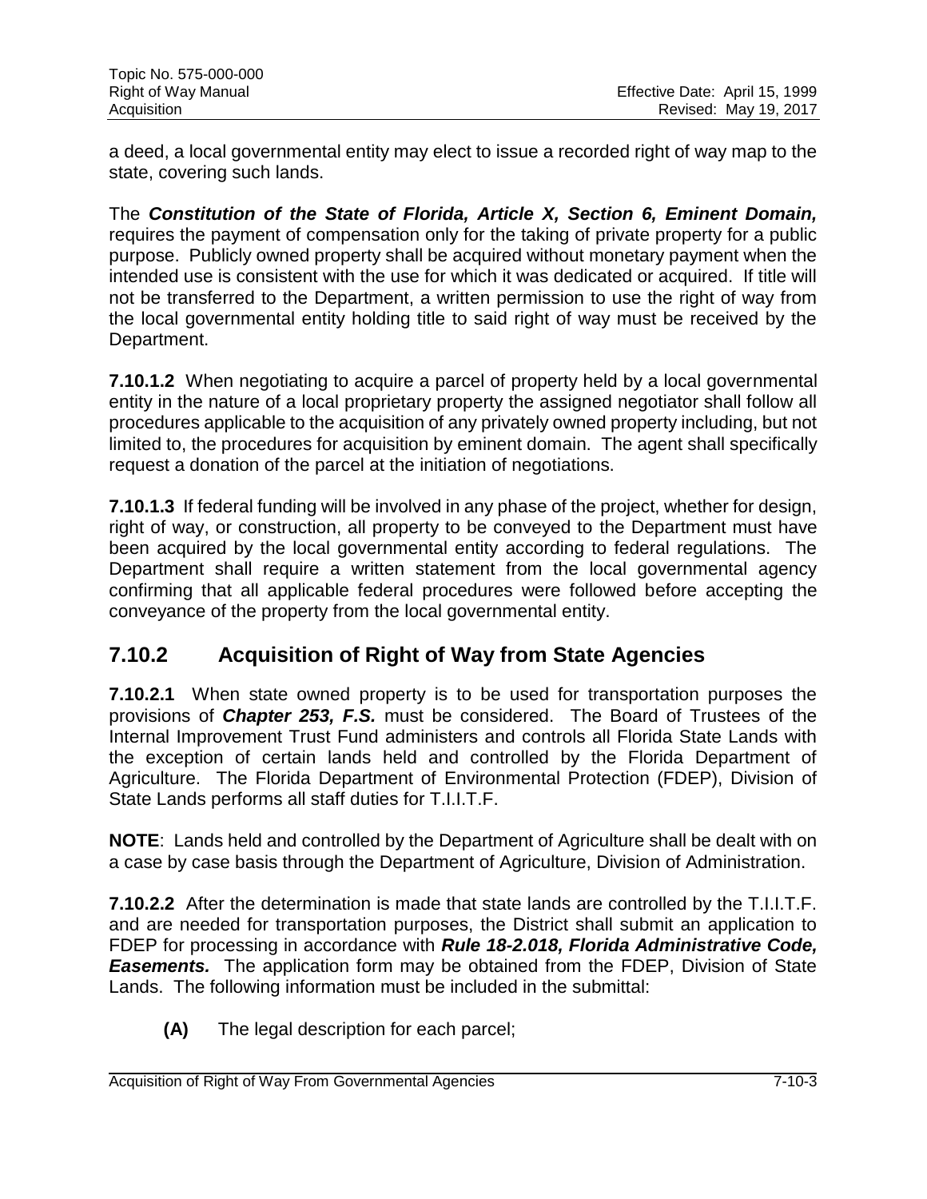a deed, a local governmental entity may elect to issue a recorded right of way map to the state, covering such lands.

The ***Constitution of the State of Florida, Article X, Section 6, Eminent Domain,*** requires the payment of compensation only for the taking of private property for a public purpose. Publicly owned property shall be acquired without monetary payment when the intended use is consistent with the use for which it was dedicated or acquired. If title will not be transferred to the Department, a written permission to use the right of way from the local governmental entity holding title to said right of way must be received by the Department.

**7.10.1.2** When negotiating to acquire a parcel of property held by a local governmental entity in the nature of a local proprietary property the assigned negotiator shall follow all procedures applicable to the acquisition of any privately owned property including, but not limited to, the procedures for acquisition by eminent domain. The agent shall specifically request a donation of the parcel at the initiation of negotiations.

**7.10.1.3** If federal funding will be involved in any phase of the project, whether for design, right of way, or construction, all property to be conveyed to the Department must have been acquired by the local governmental entity according to federal regulations. The Department shall require a written statement from the local governmental agency confirming that all applicable federal procedures were followed before accepting the conveyance of the property from the local governmental entity.

## 7.10.2 Acquisition of Right of Way from State Agencies

**7.10.2.1** When state owned property is to be used for transportation purposes the provisions of ***Chapter 253, F.S.*** must be considered. The Board of Trustees of the Internal Improvement Trust Fund administers and controls all Florida State Lands with the exception of certain lands held and controlled by the Florida Department of Agriculture. The Florida Department of Environmental Protection (FDEP), Division of State Lands performs all staff duties for T.I.I.T.F.

**NOTE**: Lands held and controlled by the Department of Agriculture shall be dealt with on a case by case basis through the Department of Agriculture, Division of Administration.

**7.10.2.2** After the determination is made that state lands are controlled by the T.I.I.T.F. and are needed for transportation purposes, the District shall submit an application to FDEP for processing in accordance with ***Rule 18-2.018, Florida Administrative Code, Easements.*** The application form may be obtained from the FDEP, Division of State Lands. The following information must be included in the submittal:

**(A)** The legal description for each parcel;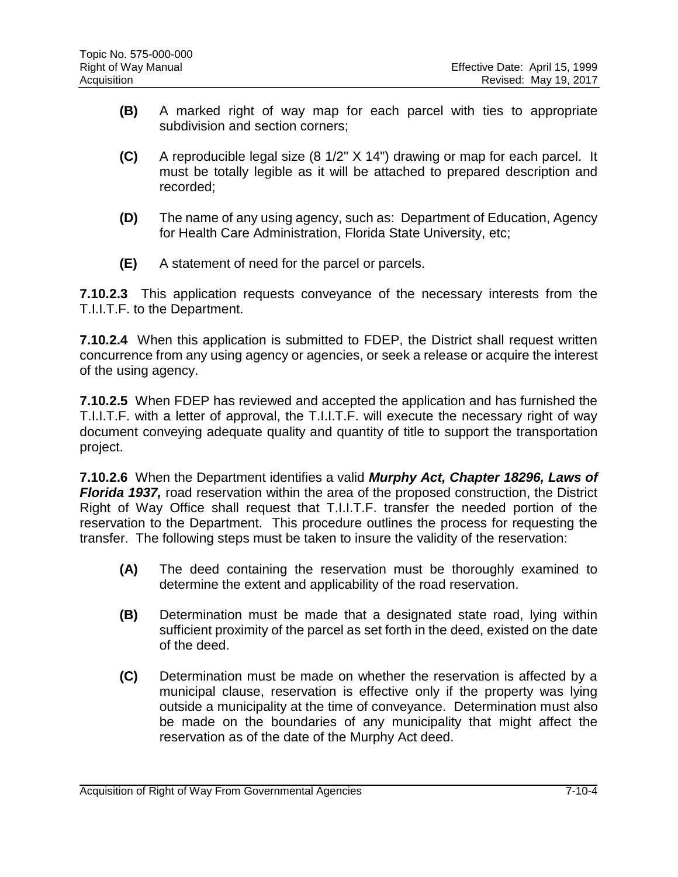**(B)** A marked right of way map for each parcel with ties to appropriate subdivision and section corners;

**(C)** A reproducible legal size (8 1/2" X 14") drawing or map for each parcel. It must be totally legible as it will be attached to prepared description and recorded;

**(D)** The name of any using agency, such as: Department of Education, Agency for Health Care Administration, Florida State University, etc;

**(E)** A statement of need for the parcel or parcels.

**7.10.2.3** This application requests conveyance of the necessary interests from the T.I.I.T.F. to the Department.

**7.10.2.4** When this application is submitted to FDEP, the District shall request written concurrence from any using agency or agencies, or seek a release or acquire the interest of the using agency.

**7.10.2.5** When FDEP has reviewed and accepted the application and has furnished the T.I.I.T.F. with a letter of approval, the T.I.I.T.F. will execute the necessary right of way document conveying adequate quality and quantity of title to support the transportation project.

**7.10.2.6** When the Department identifies a valid ***Murphy Act, Chapter 18296, Laws of Florida 1937,*** road reservation within the area of the proposed construction, the District Right of Way Office shall request that T.I.I.T.F. transfer the needed portion of the reservation to the Department. This procedure outlines the process for requesting the transfer. The following steps must be taken to insure the validity of the reservation:

**(A)** The deed containing the reservation must be thoroughly examined to determine the extent and applicability of the road reservation.

**(B)** Determination must be made that a designated state road, lying within sufficient proximity of the parcel as set forth in the deed, existed on the date of the deed.

**(C)** Determination must be made on whether the reservation is affected by a municipal clause, reservation is effective only if the property was lying outside a municipality at the time of conveyance. Determination must also be made on the boundaries of any municipality that might affect the reservation as of the date of the Murphy Act deed.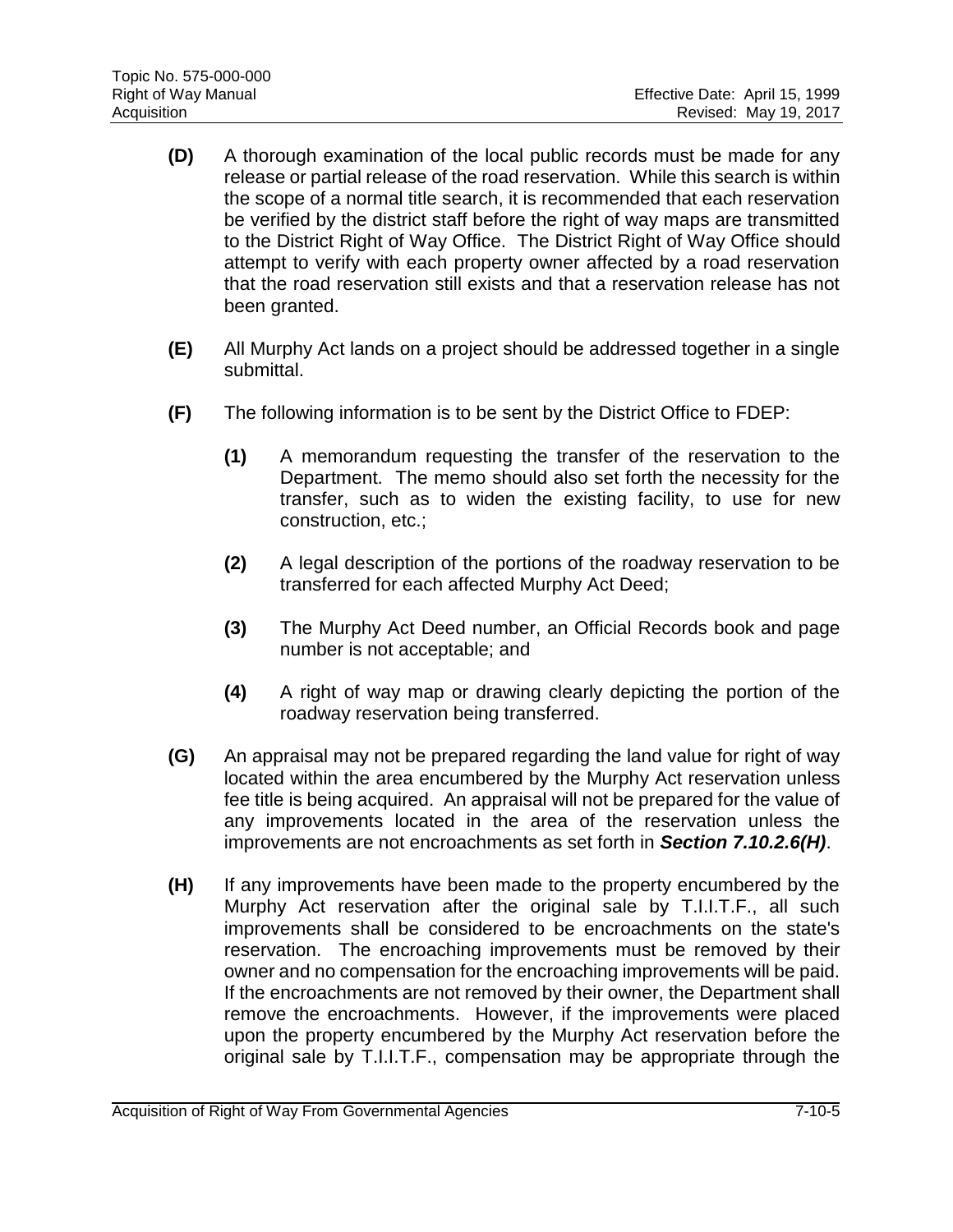**(D)** A thorough examination of the local public records must be made for any release or partial release of the road reservation. While this search is within the scope of a normal title search, it is recommended that each reservation be verified by the district staff before the right of way maps are transmitted to the District Right of Way Office. The District Right of Way Office should attempt to verify with each property owner affected by a road reservation that the road reservation still exists and that a reservation release has not been granted.

**(E)** All Murphy Act lands on a project should be addressed together in a single submittal.

**(F)** The following information is to be sent by the District Office to FDEP:

**(1)** A memorandum requesting the transfer of the reservation to the Department. The memo should also set forth the necessity for the transfer, such as to widen the existing facility, to use for new construction, etc.;

**(2)** A legal description of the portions of the roadway reservation to be transferred for each affected Murphy Act Deed;

**(3)** The Murphy Act Deed number, an Official Records book and page number is not acceptable; and

**(4)** A right of way map or drawing clearly depicting the portion of the roadway reservation being transferred.

**(G)** An appraisal may not be prepared regarding the land value for right of way located within the area encumbered by the Murphy Act reservation unless fee title is being acquired. An appraisal will not be prepared for the value of any improvements located in the area of the reservation unless the improvements are not encroachments as set forth in ***Section 7.10.2.6(H)***.

**(H)** If any improvements have been made to the property encumbered by the Murphy Act reservation after the original sale by T.I.I.T.F., all such improvements shall be considered to be encroachments on the state's reservation. The encroaching improvements must be removed by their owner and no compensation for the encroaching improvements will be paid. If the encroachments are not removed by their owner, the Department shall remove the encroachments. However, if the improvements were placed upon the property encumbered by the Murphy Act reservation before the original sale by T.I.I.T.F., compensation may be appropriate through the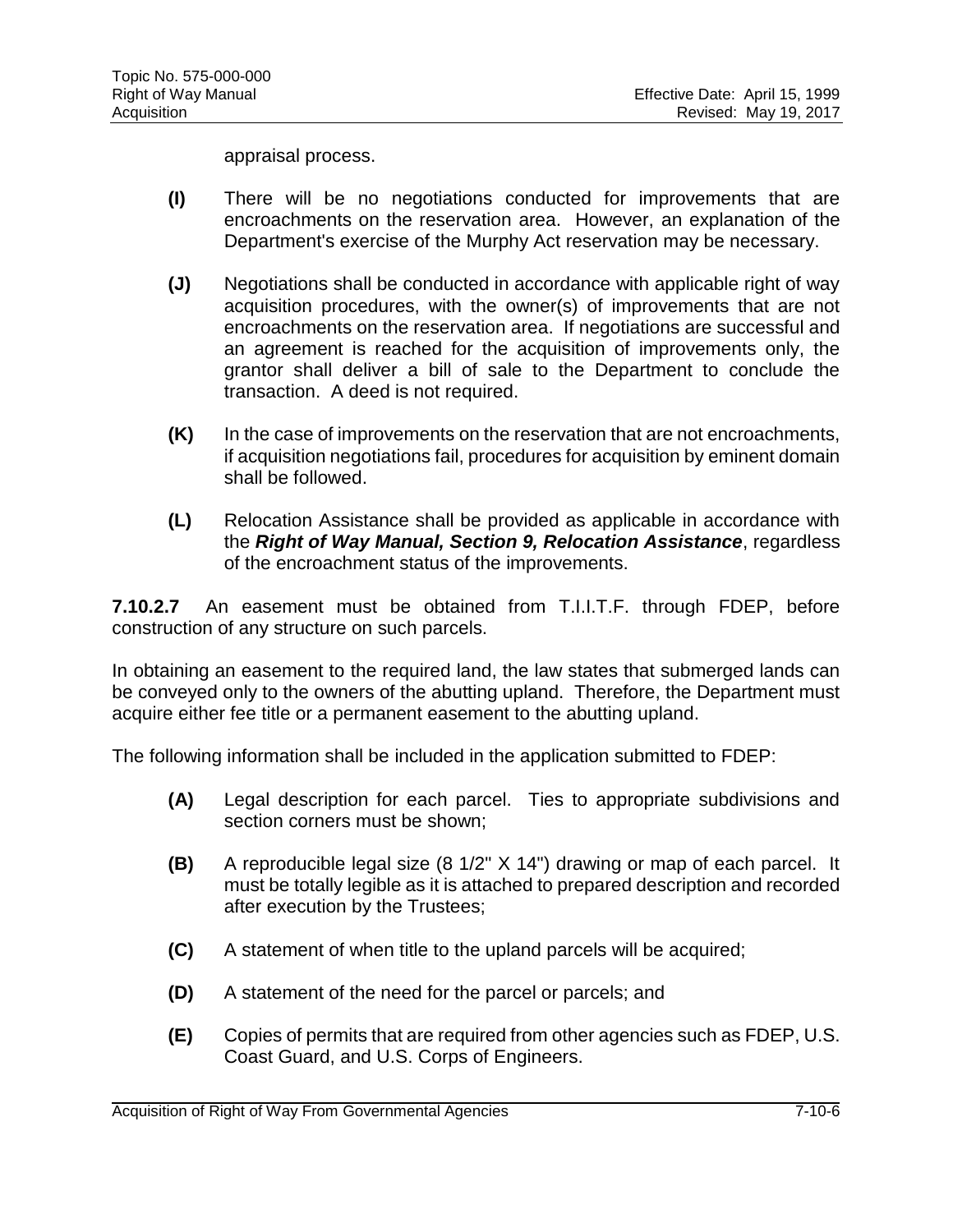appraisal process.

**(I)** There will be no negotiations conducted for improvements that are encroachments on the reservation area. However, an explanation of the Department's exercise of the Murphy Act reservation may be necessary.

**(J)** Negotiations shall be conducted in accordance with applicable right of way acquisition procedures, with the owner(s) of improvements that are not encroachments on the reservation area. If negotiations are successful and an agreement is reached for the acquisition of improvements only, the grantor shall deliver a bill of sale to the Department to conclude the transaction. A deed is not required.

**(K)** In the case of improvements on the reservation that are not encroachments, if acquisition negotiations fail, procedures for acquisition by eminent domain shall be followed.

**(L)** Relocation Assistance shall be provided as applicable in accordance with the ***Right of Way Manual, Section 9, Relocation Assistance***, regardless of the encroachment status of the improvements.

**7.10.2.7** An easement must be obtained from T.I.I.T.F. through FDEP, before construction of any structure on such parcels.

In obtaining an easement to the required land, the law states that submerged lands can be conveyed only to the owners of the abutting upland. Therefore, the Department must acquire either fee title or a permanent easement to the abutting upland.

The following information shall be included in the application submitted to FDEP:

**(A)** Legal description for each parcel. Ties to appropriate subdivisions and section corners must be shown;

**(B)** A reproducible legal size (8 1/2" X 14") drawing or map of each parcel. It must be totally legible as it is attached to prepared description and recorded after execution by the Trustees;

**(C)** A statement of when title to the upland parcels will be acquired;

**(D)** A statement of the need for the parcel or parcels; and

**(E)** Copies of permits that are required from other agencies such as FDEP, U.S. Coast Guard, and U.S. Corps of Engineers.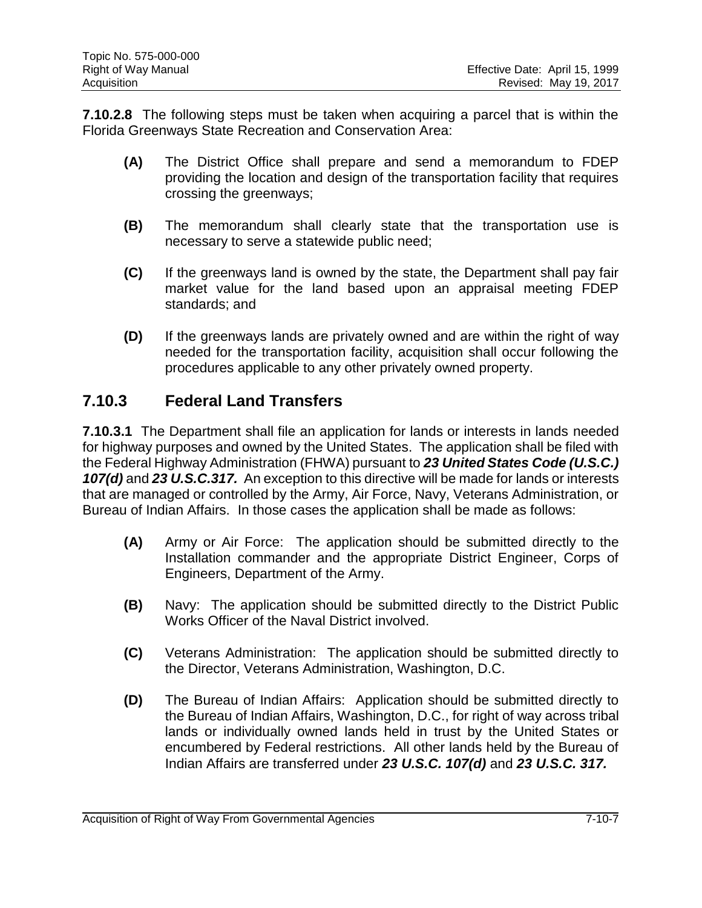**7.10.2.8** The following steps must be taken when acquiring a parcel that is within the Florida Greenways State Recreation and Conservation Area:

- **(A)** The District Office shall prepare and send a memorandum to FDEP providing the location and design of the transportation facility that requires crossing the greenways;
- **(B)** The memorandum shall clearly state that the transportation use is necessary to serve a statewide public need;
- **(C)** If the greenways land is owned by the state, the Department shall pay fair market value for the land based upon an appraisal meeting FDEP standards; and
- **(D)** If the greenways lands are privately owned and are within the right of way needed for the transportation facility, acquisition shall occur following the procedures applicable to any other privately owned property.

## 7.10.3 Federal Land Transfers

**7.10.3.1** The Department shall file an application for lands or interests in lands needed for highway purposes and owned by the United States. The application shall be filed with the Federal Highway Administration (FHWA) pursuant to ***23 United States Code (U.S.C.) 107(d)*** and ***23 U.S.C.317.*** An exception to this directive will be made for lands or interests that are managed or controlled by the Army, Air Force, Navy, Veterans Administration, or Bureau of Indian Affairs. In those cases the application shall be made as follows:

- **(A)** Army or Air Force: The application should be submitted directly to the Installation commander and the appropriate District Engineer, Corps of Engineers, Department of the Army.
- **(B)** Navy: The application should be submitted directly to the District Public Works Officer of the Naval District involved.
- **(C)** Veterans Administration: The application should be submitted directly to the Director, Veterans Administration, Washington, D.C.
- **(D)** The Bureau of Indian Affairs: Application should be submitted directly to the Bureau of Indian Affairs, Washington, D.C., for right of way across tribal lands or individually owned lands held in trust by the United States or encumbered by Federal restrictions. All other lands held by the Bureau of Indian Affairs are transferred under ***23 U.S.C. 107(d)*** and ***23 U.S.C. 317.***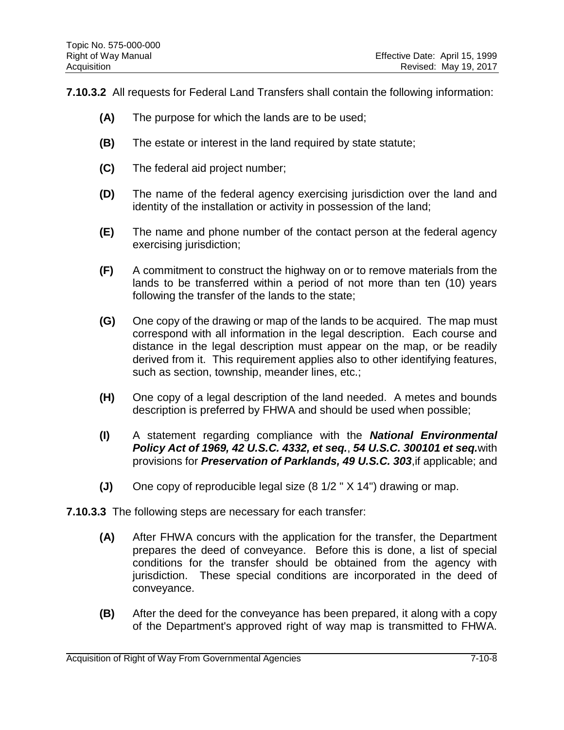**7.10.3.2** All requests for Federal Land Transfers shall contain the following information:

- **(A)** The purpose for which the lands are to be used;
- **(B)** The estate or interest in the land required by state statute;
- **(C)** The federal aid project number;
- **(D)** The name of the federal agency exercising jurisdiction over the land and identity of the installation or activity in possession of the land;
- **(E)** The name and phone number of the contact person at the federal agency exercising jurisdiction;
- **(F)** A commitment to construct the highway on or to remove materials from the lands to be transferred within a period of not more than ten (10) years following the transfer of the lands to the state;
- **(G)** One copy of the drawing or map of the lands to be acquired. The map must correspond with all information in the legal description. Each course and distance in the legal description must appear on the map, or be readily derived from it. This requirement applies also to other identifying features, such as section, township, meander lines, etc.;
- **(H)** One copy of a legal description of the land needed. A metes and bounds description is preferred by FHWA and should be used when possible;
- **(I)** A statement regarding compliance with the ***National Environmental Policy Act of 1969, 42 U.S.C. 4332, et seq.***, ***54 U.S.C. 300101 et seq.*** with provisions for ***Preservation of Parklands, 49 U.S.C. 303***, if applicable; and
- **(J)** One copy of reproducible legal size (8 1/2 " X 14") drawing or map.

**7.10.3.3** The following steps are necessary for each transfer:

- **(A)** After FHWA concurs with the application for the transfer, the Department prepares the deed of conveyance. Before this is done, a list of special conditions for the transfer should be obtained from the agency with jurisdiction. These special conditions are incorporated in the deed of conveyance.
- **(B)** After the deed for the conveyance has been prepared, it along with a copy of the Department's approved right of way map is transmitted to FHWA.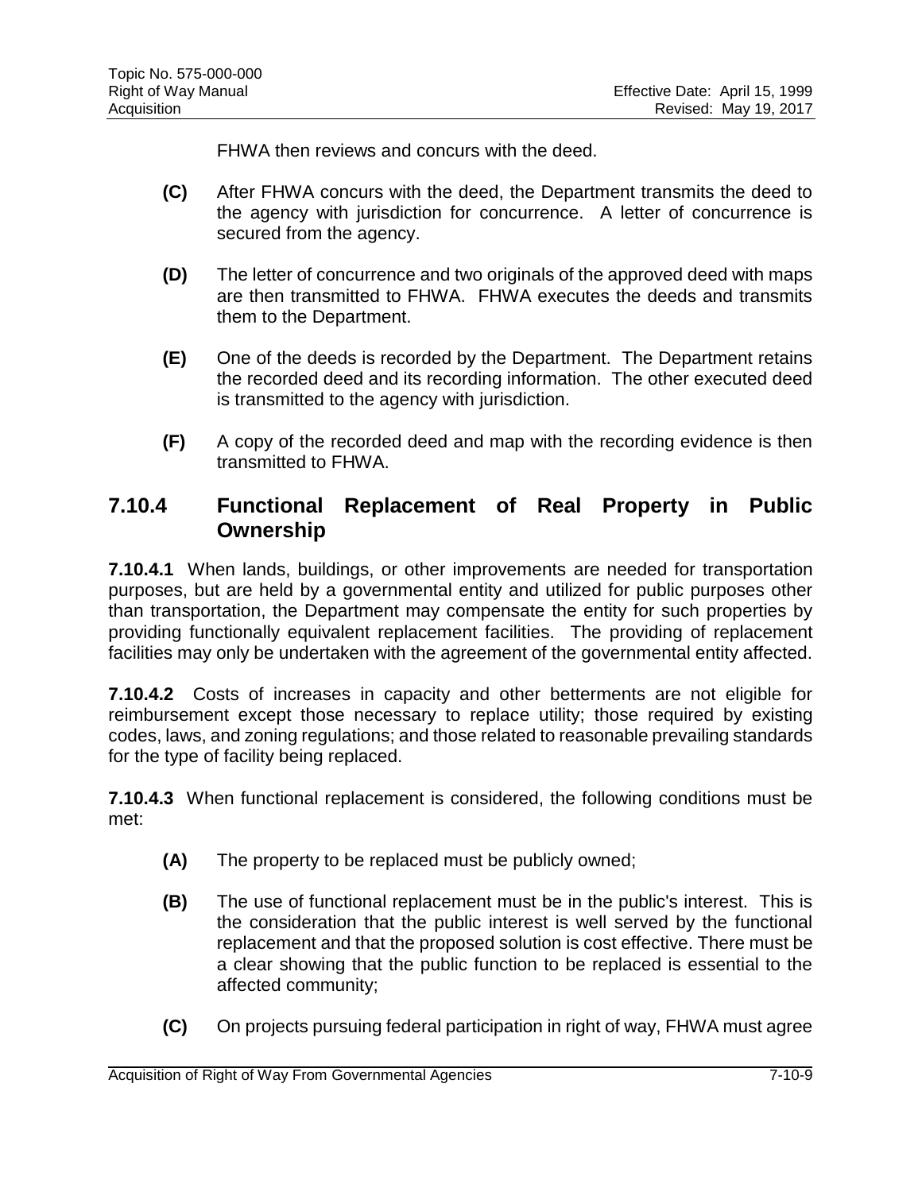FHWA then reviews and concurs with the deed.

**(C)** After FHWA concurs with the deed, the Department transmits the deed to the agency with jurisdiction for concurrence. A letter of concurrence is secured from the agency.

**(D)** The letter of concurrence and two originals of the approved deed with maps are then transmitted to FHWA. FHWA executes the deeds and transmits them to the Department.

**(E)** One of the deeds is recorded by the Department. The Department retains the recorded deed and its recording information. The other executed deed is transmitted to the agency with jurisdiction.

**(F)** A copy of the recorded deed and map with the recording evidence is then transmitted to FHWA.

## 7.10.4 Functional Replacement of Real Property in Public Ownership

**7.10.4.1** When lands, buildings, or other improvements are needed for transportation purposes, but are held by a governmental entity and utilized for public purposes other than transportation, the Department may compensate the entity for such properties by providing functionally equivalent replacement facilities. The providing of replacement facilities may only be undertaken with the agreement of the governmental entity affected.

**7.10.4.2** Costs of increases in capacity and other betterments are not eligible for reimbursement except those necessary to replace utility; those required by existing codes, laws, and zoning regulations; and those related to reasonable prevailing standards for the type of facility being replaced.

**7.10.4.3** When functional replacement is considered, the following conditions must be met:

**(A)** The property to be replaced must be publicly owned;

**(B)** The use of functional replacement must be in the public's interest. This is the consideration that the public interest is well served by the functional replacement and that the proposed solution is cost effective. There must be a clear showing that the public function to be replaced is essential to the affected community;

**(C)** On projects pursuing federal participation in right of way, FHWA must agree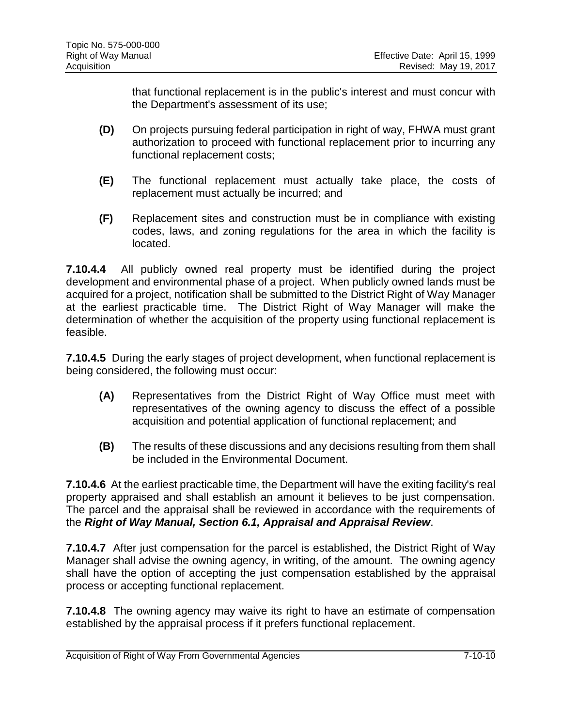that functional replacement is in the public's interest and must concur with the Department's assessment of its use;

**(D)** On projects pursuing federal participation in right of way, FHWA must grant authorization to proceed with functional replacement prior to incurring any functional replacement costs;

**(E)** The functional replacement must actually take place, the costs of replacement must actually be incurred; and

**(F)** Replacement sites and construction must be in compliance with existing codes, laws, and zoning regulations for the area in which the facility is located.

**7.10.4.4** All publicly owned real property must be identified during the project development and environmental phase of a project. When publicly owned lands must be acquired for a project, notification shall be submitted to the District Right of Way Manager at the earliest practicable time. The District Right of Way Manager will make the determination of whether the acquisition of the property using functional replacement is feasible.

**7.10.4.5** During the early stages of project development, when functional replacement is being considered, the following must occur:

**(A)** Representatives from the District Right of Way Office must meet with representatives of the owning agency to discuss the effect of a possible acquisition and potential application of functional replacement; and

**(B)** The results of these discussions and any decisions resulting from them shall be included in the Environmental Document.

**7.10.4.6** At the earliest practicable time, the Department will have the exiting facility's real property appraised and shall establish an amount it believes to be just compensation. The parcel and the appraisal shall be reviewed in accordance with the requirements of the ***Right of Way Manual, Section 6.1, Appraisal and Appraisal Review***.

**7.10.4.7** After just compensation for the parcel is established, the District Right of Way Manager shall advise the owning agency, in writing, of the amount. The owning agency shall have the option of accepting the just compensation established by the appraisal process or accepting functional replacement.

**7.10.4.8** The owning agency may waive its right to have an estimate of compensation established by the appraisal process if it prefers functional replacement.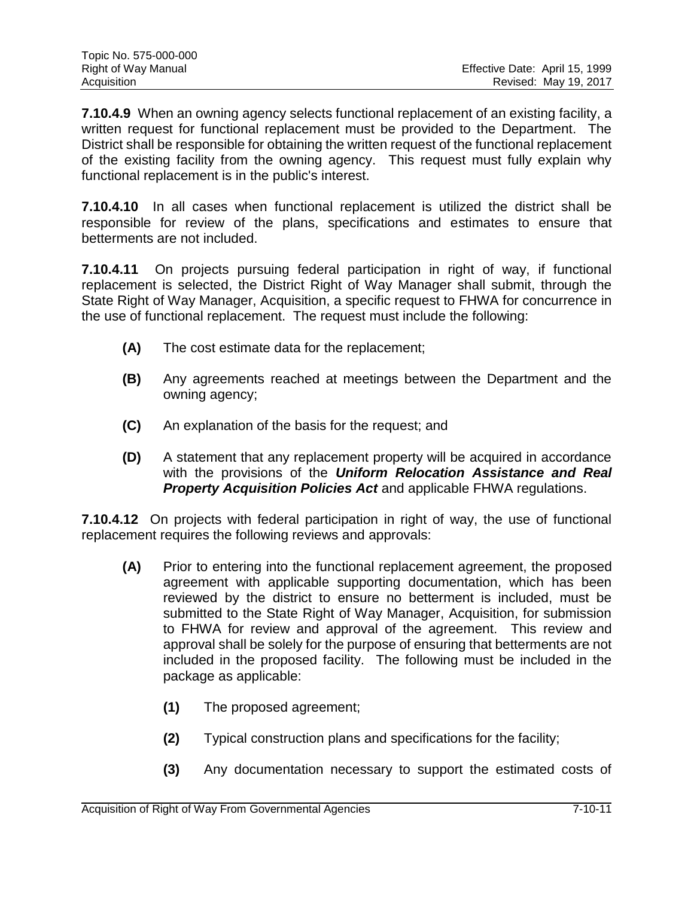**7.10.4.9** When an owning agency selects functional replacement of an existing facility, a written request for functional replacement must be provided to the Department. The District shall be responsible for obtaining the written request of the functional replacement of the existing facility from the owning agency. This request must fully explain why functional replacement is in the public's interest.

**7.10.4.10** In all cases when functional replacement is utilized the district shall be responsible for review of the plans, specifications and estimates to ensure that betterments are not included.

**7.10.4.11** On projects pursuing federal participation in right of way, if functional replacement is selected, the District Right of Way Manager shall submit, through the State Right of Way Manager, Acquisition, a specific request to FHWA for concurrence in the use of functional replacement. The request must include the following:

- **(A)** The cost estimate data for the replacement;
- **(B)** Any agreements reached at meetings between the Department and the owning agency;
- **(C)** An explanation of the basis for the request; and
- **(D)** A statement that any replacement property will be acquired in accordance with the provisions of the ***Uniform Relocation Assistance and Real Property Acquisition Policies Act*** and applicable FHWA regulations.

**7.10.4.12** On projects with federal participation in right of way, the use of functional replacement requires the following reviews and approvals:

- **(A)** Prior to entering into the functional replacement agreement, the proposed agreement with applicable supporting documentation, which has been reviewed by the district to ensure no betterment is included, must be submitted to the State Right of Way Manager, Acquisition, for submission to FHWA for review and approval of the agreement. This review and approval shall be solely for the purpose of ensuring that betterments are not included in the proposed facility. The following must be included in the package as applicable:
  - **(1)** The proposed agreement;
  - **(2)** Typical construction plans and specifications for the facility;
  - **(3)** Any documentation necessary to support the estimated costs of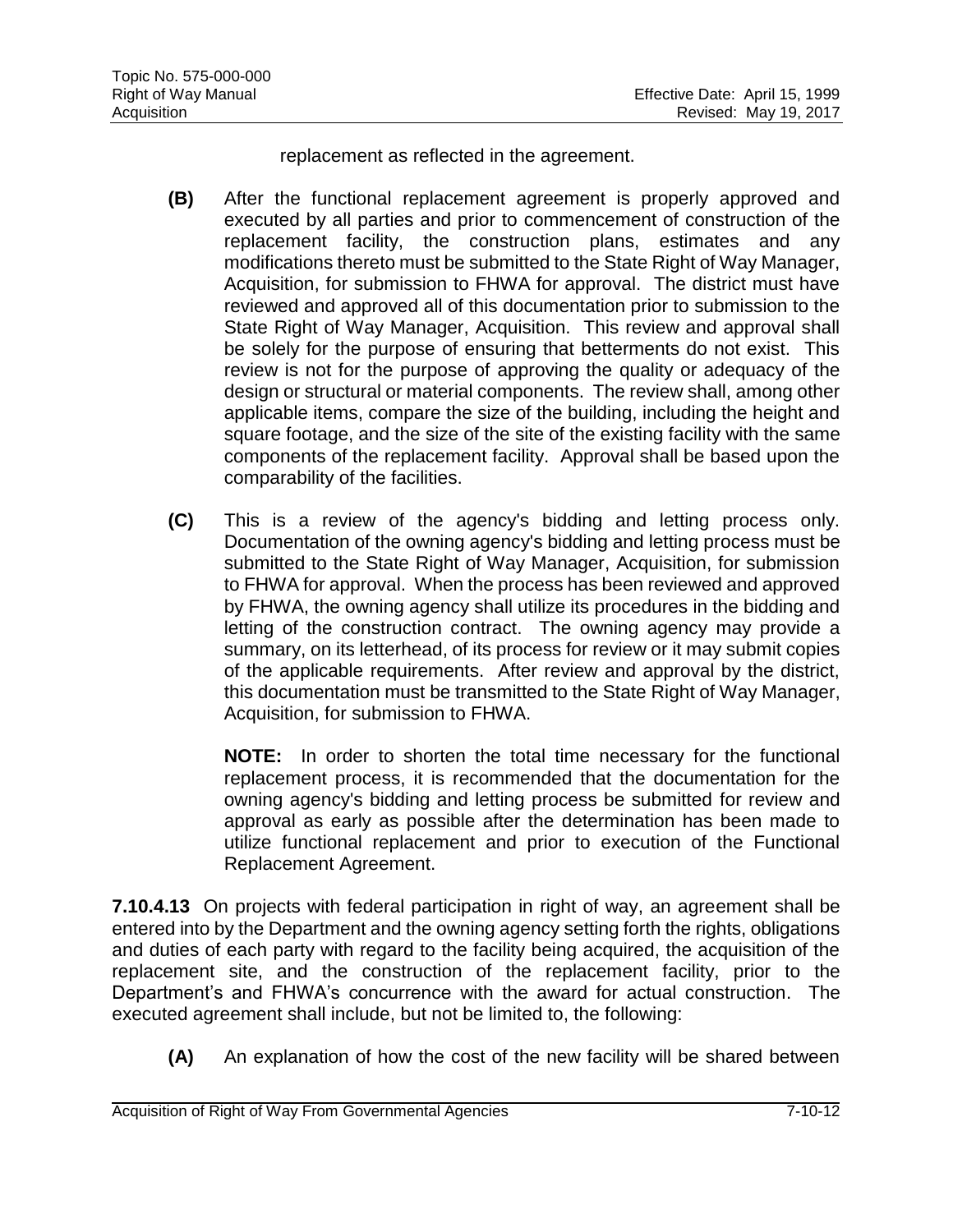replacement as reflected in the agreement.

**(B)** After the functional replacement agreement is properly approved and executed by all parties and prior to commencement of construction of the replacement facility, the construction plans, estimates and any modifications thereto must be submitted to the State Right of Way Manager, Acquisition, for submission to FHWA for approval. The district must have reviewed and approved all of this documentation prior to submission to the State Right of Way Manager, Acquisition. This review and approval shall be solely for the purpose of ensuring that betterments do not exist. This review is not for the purpose of approving the quality or adequacy of the design or structural or material components. The review shall, among other applicable items, compare the size of the building, including the height and square footage, and the size of the site of the existing facility with the same components of the replacement facility. Approval shall be based upon the comparability of the facilities.

**(C)** This is a review of the agency's bidding and letting process only. Documentation of the owning agency's bidding and letting process must be submitted to the State Right of Way Manager, Acquisition, for submission to FHWA for approval. When the process has been reviewed and approved by FHWA, the owning agency shall utilize its procedures in the bidding and letting of the construction contract. The owning agency may provide a summary, on its letterhead, of its process for review or it may submit copies of the applicable requirements. After review and approval by the district, this documentation must be transmitted to the State Right of Way Manager, Acquisition, for submission to FHWA.

**NOTE:** In order to shorten the total time necessary for the functional replacement process, it is recommended that the documentation for the owning agency's bidding and letting process be submitted for review and approval as early as possible after the determination has been made to utilize functional replacement and prior to execution of the Functional Replacement Agreement.

**7.10.4.13** On projects with federal participation in right of way, an agreement shall be entered into by the Department and the owning agency setting forth the rights, obligations and duties of each party with regard to the facility being acquired, the acquisition of the replacement site, and the construction of the replacement facility, prior to the Department's and FHWA's concurrence with the award for actual construction. The executed agreement shall include, but not be limited to, the following:

**(A)** An explanation of how the cost of the new facility will be shared between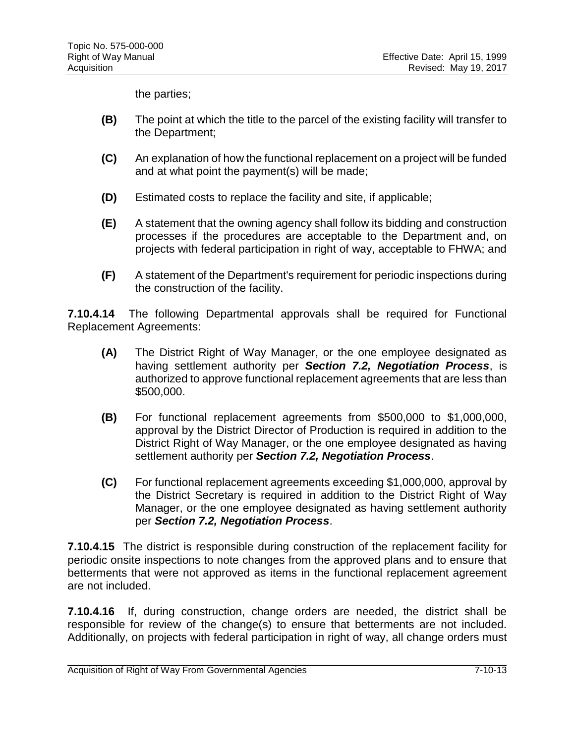the parties;

**(B)** The point at which the title to the parcel of the existing facility will transfer to the Department;

**(C)** An explanation of how the functional replacement on a project will be funded and at what point the payment(s) will be made;

**(D)** Estimated costs to replace the facility and site, if applicable;

**(E)** A statement that the owning agency shall follow its bidding and construction processes if the procedures are acceptable to the Department and, on projects with federal participation in right of way, acceptable to FHWA; and

**(F)** A statement of the Department's requirement for periodic inspections during the construction of the facility.

**7.10.4.14** The following Departmental approvals shall be required for Functional Replacement Agreements:

**(A)** The District Right of Way Manager, or the one employee designated as having settlement authority per ***Section 7.2, Negotiation Process***, is authorized to approve functional replacement agreements that are less than $500,000.

**(B)** For functional replacement agreements from $500,000 to $1,000,000, approval by the District Director of Production is required in addition to the District Right of Way Manager, or the one employee designated as having settlement authority per ***Section 7.2, Negotiation Process***.

**(C)** For functional replacement agreements exceeding $1,000,000, approval by the District Secretary is required in addition to the District Right of Way Manager, or the one employee designated as having settlement authority per ***Section 7.2, Negotiation Process***.

**7.10.4.15** The district is responsible during construction of the replacement facility for periodic onsite inspections to note changes from the approved plans and to ensure that betterments that were not approved as items in the functional replacement agreement are not included.

**7.10.4.16** If, during construction, change orders are needed, the district shall be responsible for review of the change(s) to ensure that betterments are not included. Additionally, on projects with federal participation in right of way, all change orders must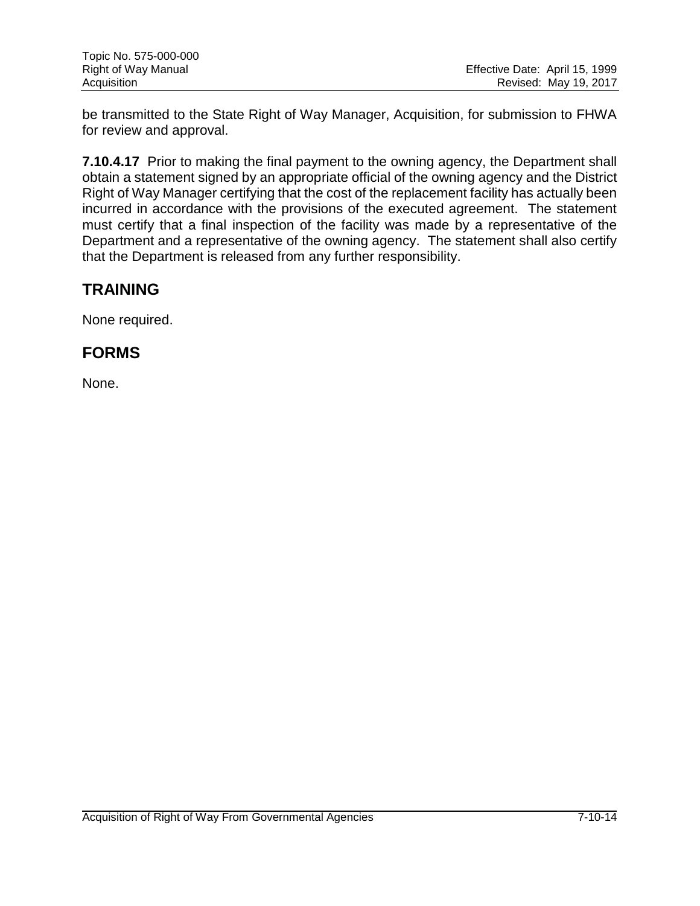be transmitted to the State Right of Way Manager, Acquisition, for submission to FHWA for review and approval.

**7.10.4.17** Prior to making the final payment to the owning agency, the Department shall obtain a statement signed by an appropriate official of the owning agency and the District Right of Way Manager certifying that the cost of the replacement facility has actually been incurred in accordance with the provisions of the executed agreement. The statement must certify that a final inspection of the facility was made by a representative of the Department and a representative of the owning agency. The statement shall also certify that the Department is released from any further responsibility.

## TRAINING

None required.

## FORMS

None.